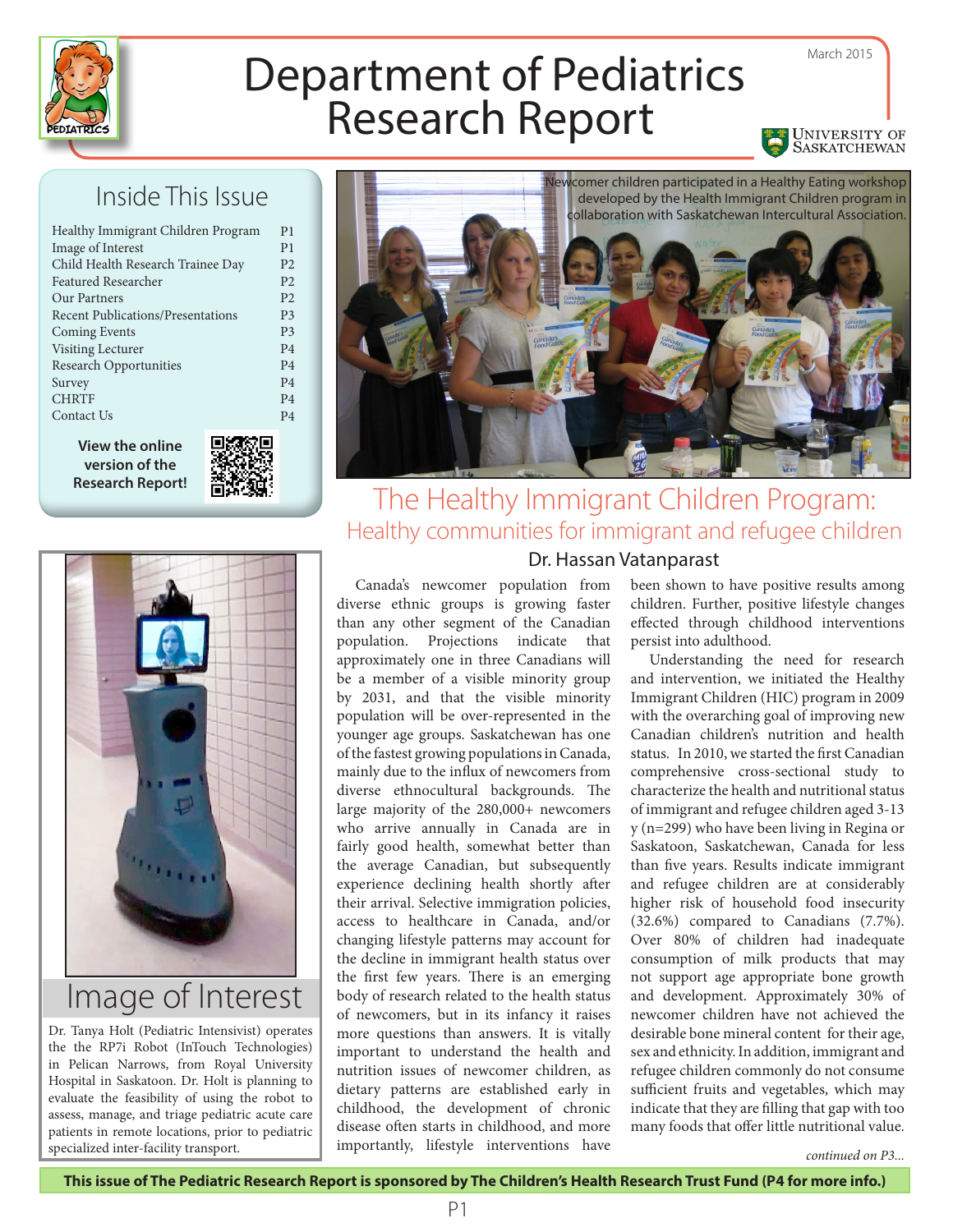# Department of Pediatrics Research Report

March 2015

## Inside This Issue

| | |
|---|---|
| Healthy Immigrant Children Program | P1 |
| Image of Interest | P1 |
| Child Health Research Trainee Day | P2 |
| Featured Researcher | P2 |
| Our Partners | P2 |
| Recent Publications/Presentations | P3 |
| Coming Events | P3 |
| Visiting Lecturer | P4 |
| Research Opportunities | P4 |
| Survey | P4 |
| CHRTF | P4 |
| Contact Us | P4 |

**View the online version of the Research Report!**

Newcomer children participated in a Healthy Eating workshop developed by the Health Immigrant Children program in collaboration with Saskatchewan Intercultural Association.

## The Healthy Immigrant Children Program: Healthy communities for immigrant and refugee children

### Dr. Hassan Vatanparast

Canada's newcomer population from diverse ethnic groups is growing faster than any other segment of the Canadian population. Projections indicate that approximately one in three Canadians will be a member of a visible minority group by 2031, and that the visible minority population will be over-represented in the younger age groups. Saskatchewan has one of the fastest growing populations in Canada, mainly due to the influx of newcomers from diverse ethnocultural backgrounds. The large majority of the 280,000+ newcomers who arrive annually in Canada are in fairly good health, somewhat better than the average Canadian, but subsequently experience declining health shortly after their arrival. Selective immigration policies, access to healthcare in Canada, and/or changing lifestyle patterns may account for the decline in immigrant health status over the first few years. There is an emerging body of research related to the health status of newcomers, but in its infancy it raises more questions than answers. It is vitally important to understand the health and nutrition issues of newcomer children, as dietary patterns are established early in childhood, the development of chronic disease often starts in childhood, and more importantly, lifestyle interventions have been shown to have positive results among children. Further, positive lifestyle changes effected through childhood interventions persist into adulthood.

Understanding the need for research and intervention, we initiated the Healthy Immigrant Children (HIC) program in 2009 with the overarching goal of improving new Canadian children's nutrition and health status. In 2010, we started the first Canadian comprehensive cross-sectional study to characterize the health and nutritional status of immigrant and refugee children aged 3-13 y (n=299) who have been living in Regina or Saskatoon, Saskatchewan, Canada for less than five years. Results indicate immigrant and refugee children are at considerably higher risk of household food insecurity (32.6%) compared to Canadians (7.7%). Over 80% of children had inadequate consumption of milk products that may not support age appropriate bone growth and development. Approximately 30% of newcomer children have not achieved the desirable bone mineral content for their age, sex and ethnicity. In addition, immigrant and refugee children commonly do not consume sufficient fruits and vegetables, which may indicate that they are filling that gap with too many foods that offer little nutritional value.

*continued on P3...*

## Image of Interest

Dr. Tanya Holt (Pediatric Intensivist) operates the the RP7i Robot (InTouch Technologies) in Pelican Narrows, from Royal University Hospital in Saskatoon. Dr. Holt is planning to evaluate the feasibility of using the robot to assess, manage, and triage pediatric acute care patients in remote locations, prior to pediatric specialized inter-facility transport.

**This issue of The Pediatric Research Report is sponsored by The Children's Health Research Trust Fund (P4 for more info.)**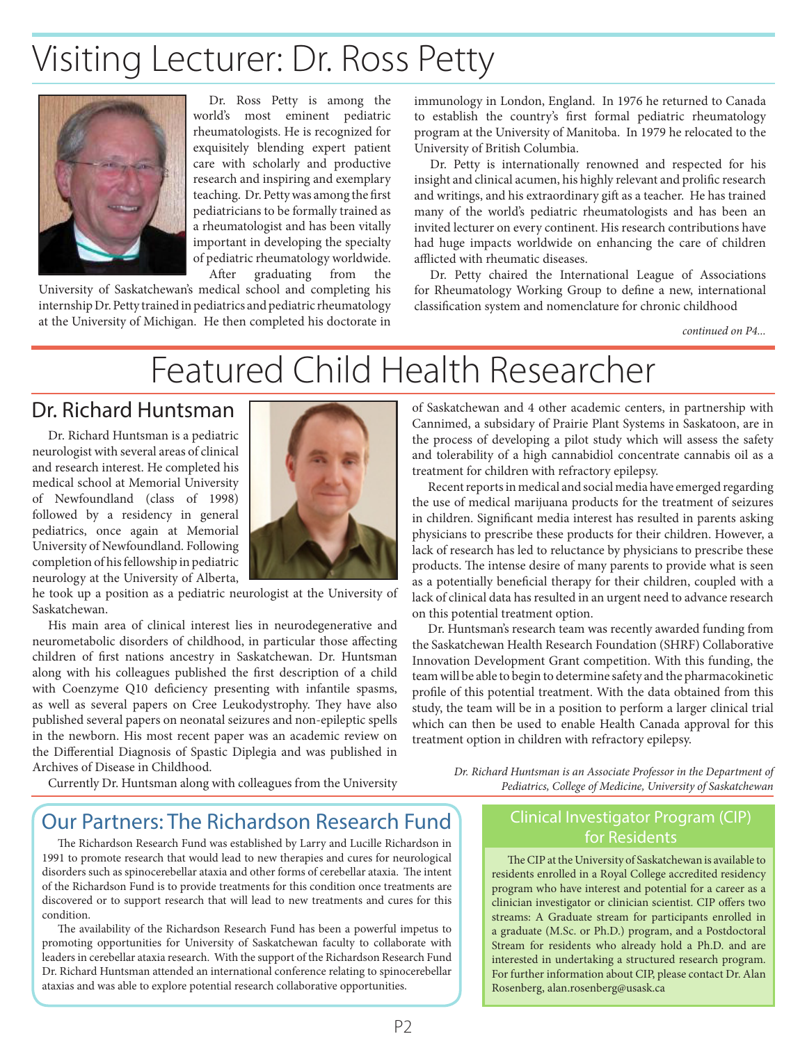# Visiting Lecturer: Dr. Ross Petty

Dr. Ross Petty is among the world's most eminent pediatric rheumatologists. He is recognized for exquisitely blending expert patient care with scholarly and productive research and inspiring and exemplary teaching. Dr. Petty was among the first pediatricians to be formally trained as a rheumatologist and has been vitally important in developing the specialty of pediatric rheumatology worldwide.

After graduating from the University of Saskatchewan's medical school and completing his internship Dr. Petty trained in pediatrics and pediatric rheumatology at the University of Michigan. He then completed his doctorate in immunology in London, England. In 1976 he returned to Canada to establish the country's first formal pediatric rheumatology program at the University of Manitoba. In 1979 he relocated to the University of British Columbia.

Dr. Petty is internationally renowned and respected for his insight and clinical acumen, his highly relevant and prolific research and writings, and his extraordinary gift as a teacher. He has trained many of the world's pediatric rheumatologists and has been an invited lecturer on every continent. His research contributions have had huge impacts worldwide on enhancing the care of children afflicted with rheumatic diseases.

Dr. Petty chaired the International League of Associations for Rheumatology Working Group to define a new, international classification system and nomenclature for chronic childhood

*continued on P4...*

# Featured Child Health Researcher

## Dr. Richard Huntsman

Dr. Richard Huntsman is a pediatric neurologist with several areas of clinical and research interest. He completed his medical school at Memorial University of Newfoundland (class of 1998) followed by a residency in general pediatrics, once again at Memorial University of Newfoundland. Following completion of his fellowship in pediatric neurology at the University of Alberta, he took up a position as a pediatric neurologist at the University of Saskatchewan.

His main area of clinical interest lies in neurodegenerative and neurometabolic disorders of childhood, in particular those affecting children of first nations ancestry in Saskatchewan. Dr. Huntsman along with his colleagues published the first description of a child with Coenzyme Q10 deficiency presenting with infantile spasms, as well as several papers on Cree Leukodystrophy. They have also published several papers on neonatal seizures and non-epileptic spells in the newborn. His most recent paper was an academic review on the Differential Diagnosis of Spastic Diplegia and was published in Archives of Disease in Childhood.

Currently Dr. Huntsman along with colleagues from the University of Saskatchewan and 4 other academic centers, in partnership with Cannimed, a subsidary of Prairie Plant Systems in Saskatoon, are in the process of developing a pilot study which will assess the safety and tolerability of a high cannabidiol concentrate cannabis oil as a treatment for children with refractory epilepsy.

Recent reports in medical and social media have emerged regarding the use of medical marijuana products for the treatment of seizures in children. Significant media interest has resulted in parents asking physicians to prescribe these products for their children. However, a lack of research has led to reluctance by physicians to prescribe these products. The intense desire of many parents to provide what is seen as a potentially beneficial therapy for their children, coupled with a lack of clinical data has resulted in an urgent need to advance research on this potential treatment option.

Dr. Huntsman's research team was recently awarded funding from the Saskatchewan Health Research Foundation (SHRF) Collaborative Innovation Development Grant competition. With this funding, the team will be able to begin to determine safety and the pharmacokinetic profile of this potential treatment. With the data obtained from this study, the team will be in a position to perform a larger clinical trial which can then be used to enable Health Canada approval for this treatment option in children with refractory epilepsy.

*Dr. Richard Huntsman is an Associate Professor in the Department of Pediatrics, College of Medicine, University of Saskatchewan*

## Our Partners: The Richardson Research Fund

The Richardson Research Fund was established by Larry and Lucille Richardson in 1991 to promote research that would lead to new therapies and cures for neurological disorders such as spinocerebellar ataxia and other forms of cerebellar ataxia. The intent of the Richardson Fund is to provide treatments for this condition once treatments are discovered or to support research that will lead to new treatments and cures for this condition.

The availability of the Richardson Research Fund has been a powerful impetus to promoting opportunities for University of Saskatchewan faculty to collaborate with leaders in cerebellar ataxia research. With the support of the Richardson Research Fund Dr. Richard Huntsman attended an international conference relating to spinocerebellar ataxias and was able to explore potential research collaborative opportunities.

## Clinical Investigator Program (CIP) for Residents

The CIP at the University of Saskatchewan is available to residents enrolled in a Royal College accredited residency program who have interest and potential for a career as a clinician investigator or clinician scientist. CIP offers two streams: A Graduate stream for participants enrolled in a graduate (M.Sc. or Ph.D.) program, and a Postdoctoral Stream for residents who already hold a Ph.D. and are interested in undertaking a structured research program. For further information about CIP, please contact Dr. Alan Rosenberg, alan.rosenberg@usask.ca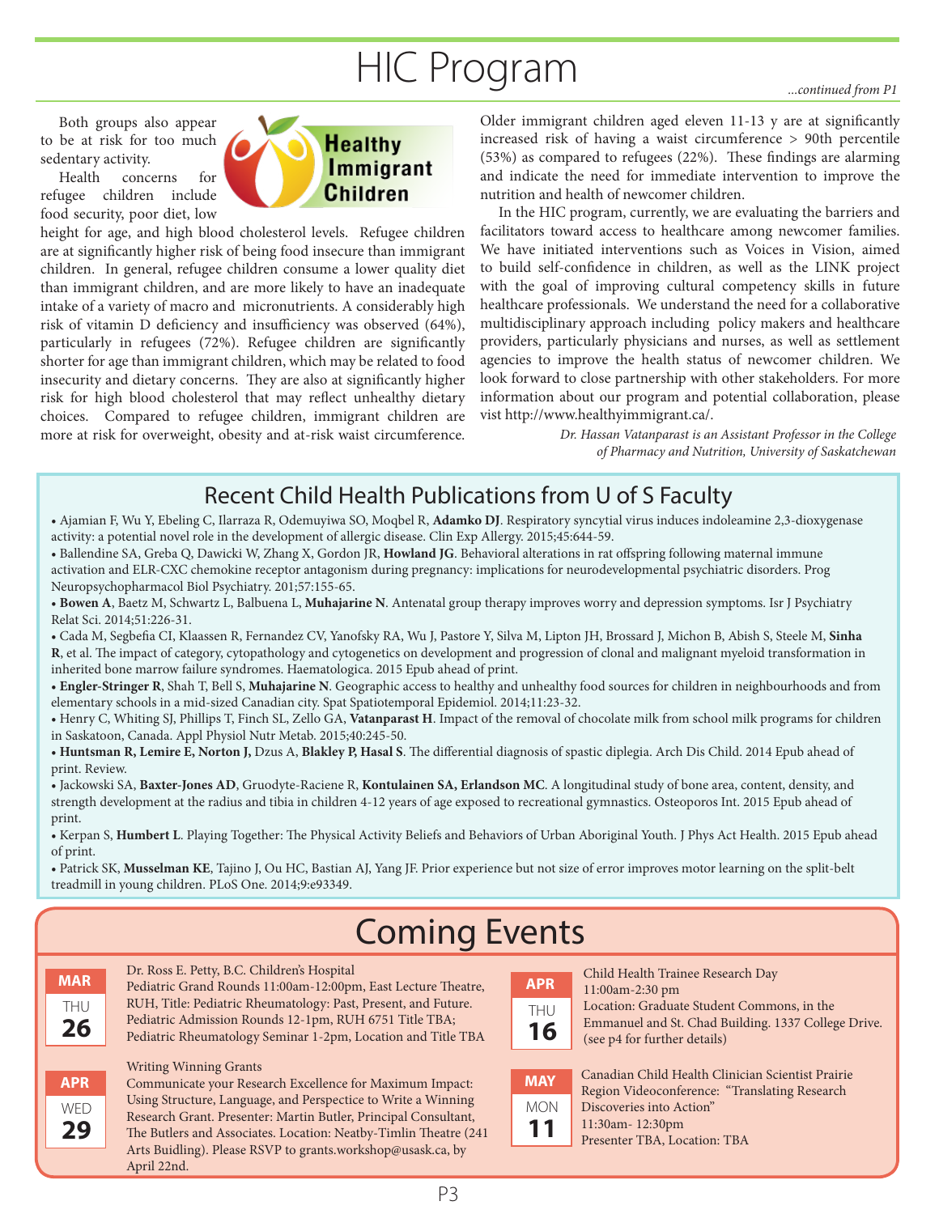# HIC Program

*...continued from P1*

Both groups also appear to be at risk for too much sedentary activity.

Health concerns for refugee children include food security, poor diet, low height for age, and high blood cholesterol levels. Refugee children are at significantly higher risk of being food insecure than immigrant children. In general, refugee children consume a lower quality diet than immigrant children, and are more likely to have an inadequate intake of a variety of macro and micronutrients. A considerably high risk of vitamin D deficiency and insufficiency was observed (64%), particularly in refugees (72%). Refugee children are significantly shorter for age than immigrant children, which may be related to food insecurity and dietary concerns. They are also at significantly higher risk for high blood cholesterol that may reflect unhealthy dietary choices. Compared to refugee children, immigrant children are more at risk for overweight, obesity and at-risk waist circumference. Older immigrant children aged eleven 11-13 y are at significantly increased risk of having a waist circumference > 90th percentile (53%) as compared to refugees (22%). These findings are alarming and indicate the need for immediate intervention to improve the nutrition and health of newcomer children.

In the HIC program, currently, we are evaluating the barriers and facilitators toward access to healthcare among newcomer families. We have initiated interventions such as Voices in Vision, aimed to build self-confidence in children, as well as the LINK project with the goal of improving cultural competency skills in future healthcare professionals. We understand the need for a collaborative multidisciplinary approach including policy makers and healthcare providers, particularly physicians and nurses, as well as settlement agencies to improve the health status of newcomer children. We look forward to close partnership with other stakeholders. For more information about our program and potential collaboration, please vist http://www.healthyimmigrant.ca/.

*Dr. Hassan Vatanparast is an Assistant Professor in the College of Pharmacy and Nutrition, University of Saskatchewan*

## Recent Child Health Publications from U of S Faculty

- Ajamian F, Wu Y, Ebeling C, Ilarraza R, Odemuyiwa SO, Moqbel R, **Adamko DJ**. Respiratory syncytial virus induces indoleamine 2,3-dioxygenase activity: a potential novel role in the development of allergic disease. Clin Exp Allergy. 2015;45:644-59.
- Ballendine SA, Greba Q, Dawicki W, Zhang X, Gordon JR, **Howland JG**. Behavioral alterations in rat offspring following maternal immune activation and ELR-CXC chemokine receptor antagonism during pregnancy: implications for neurodevelopmental psychiatric disorders. Prog Neuropsychopharmacol Biol Psychiatry. 201;57:155-65.
- **Bowen A**, Baetz M, Schwartz L, Balbuena L, **Muhajarine N**. Antenatal group therapy improves worry and depression symptoms. Isr J Psychiatry Relat Sci. 2014;51:226-31.
- Cada M, Segbefia CI, Klaassen R, Fernandez CV, Yanofsky RA, Wu J, Pastore Y, Silva M, Lipton JH, Brossard J, Michon B, Abish S, Steele M, **Sinha R**, et al. The impact of category, cytopathology and cytogenetics on development and progression of clonal and malignant myeloid transformation in inherited bone marrow failure syndromes. Haematologica. 2015 Epub ahead of print.
- **Engler-Stringer R**, Shah T, Bell S, **Muhajarine N**. Geographic access to healthy and unhealthy food sources for children in neighbourhoods and from elementary schools in a mid-sized Canadian city. Spat Spatiotemporal Epidemiol. 2014;11:23-32.
- Henry C, Whiting SJ, Phillips T, Finch SL, Zello GA, **Vatanparast H**. Impact of the removal of chocolate milk from school milk programs for children in Saskatoon, Canada. Appl Physiol Nutr Metab. 2015;40:245-50.
- **Huntsman R, Lemire E, Norton J,** Dzus A, **Blakley P, Hasal S**. The differential diagnosis of spastic diplegia. Arch Dis Child. 2014 Epub ahead of print. Review.
- Jackowski SA, **Baxter-Jones AD**, Gruodyte-Raciene R, **Kontulainen SA, Erlandson MC**. A longitudinal study of bone area, content, density, and strength development at the radius and tibia in children 4-12 years of age exposed to recreational gymnastics. Osteoporos Int. 2015 Epub ahead of print.
- Kerpan S, **Humbert L**. Playing Together: The Physical Activity Beliefs and Behaviors of Urban Aboriginal Youth. J Phys Act Health. 2015 Epub ahead of print.
- Patrick SK, **Musselman KE**, Tajino J, Ou HC, Bastian AJ, Yang JF. Prior experience but not size of error improves motor learning on the split-belt treadmill in young children. PLoS One. 2014;9:e93349.

# Coming Events

**MAR THU 26**
Dr. Ross E. Petty, B.C. Children's Hospital
Pediatric Grand Rounds 11:00am-12:00pm, East Lecture Theatre, RUH, Title: Pediatric Rheumatology: Past, Present, and Future. Pediatric Admission Rounds 12-1pm, RUH 6751 Title TBA; Pediatric Rheumatology Seminar 1-2pm, Location and Title TBA

**APR WED 29**
Writing Winning Grants
Communicate your Research Excellence for Maximum Impact: Using Structure, Language, and Perspectice to Write a Winning Research Grant. Presenter: Martin Butler, Principal Consultant, The Butlers and Associates. Location: Neatby-Timlin Theatre (241 Arts Buidling). Please RSVP to grants.workshop@usask.ca, by April 22nd.

**APR THU 16**
Child Health Trainee Research Day
11:00am-2:30 pm
Location: Graduate Student Commons, in the Emmanuel and St. Chad Building. 1337 College Drive. (see p4 for further details)

**MAY MON 11**
Canadian Child Health Clinician Scientist Prairie Region Videoconference: "Translating Research Discoveries into Action"
11:30am- 12:30pm
Presenter TBA, Location: TBA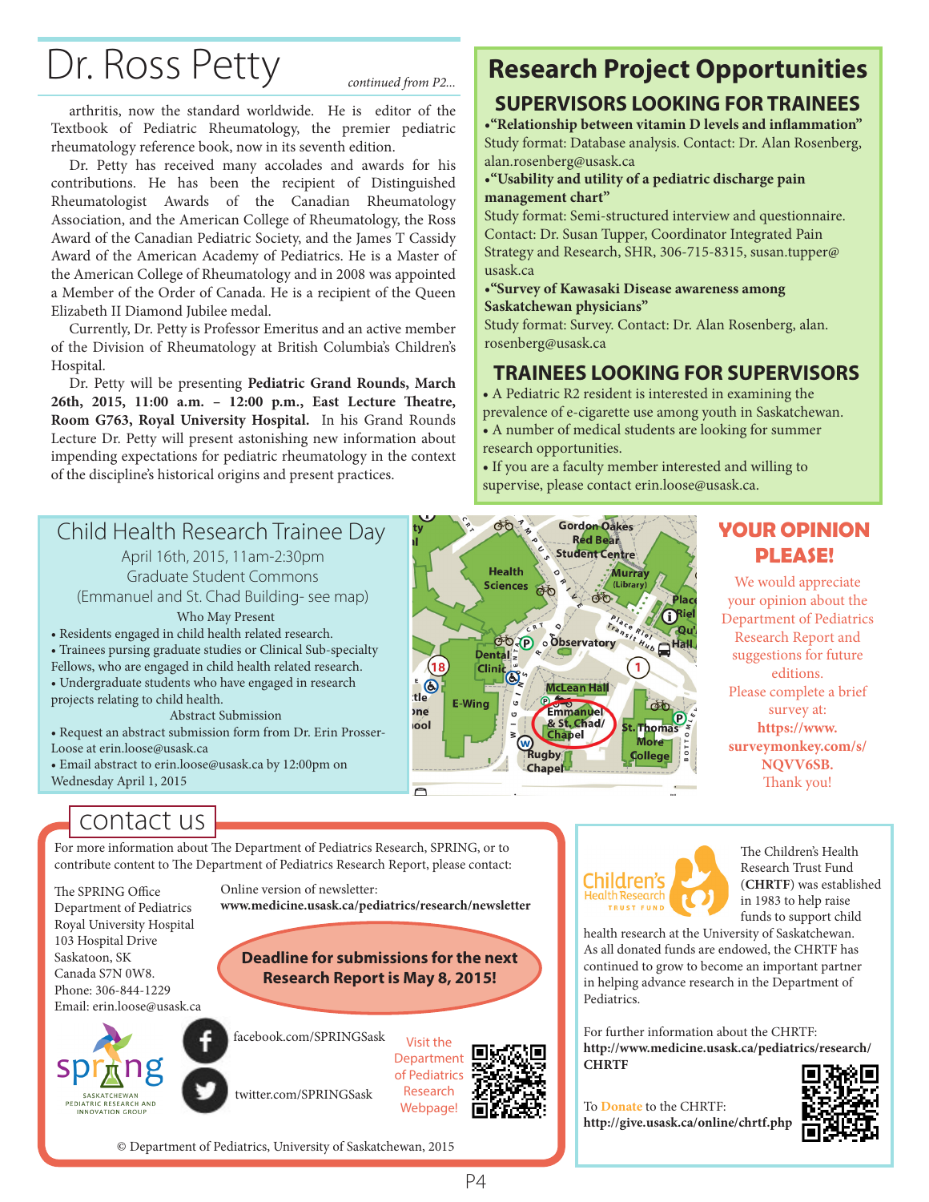# Dr. Ross Petty

*continued from P2...*

arthritis, now the standard worldwide. He is editor of the Textbook of Pediatric Rheumatology, the premier pediatric rheumatology reference book, now in its seventh edition.

Dr. Petty has received many accolades and awards for his contributions. He has been the recipient of Distinguished Rheumatologist Awards of the Canadian Rheumatology Association, and the American College of Rheumatology, the Ross Award of the Canadian Pediatric Society, and the James T Cassidy Award of the American Academy of Pediatrics. He is a Master of the American College of Rheumatology and in 2008 was appointed a Member of the Order of Canada. He is a recipient of the Queen Elizabeth II Diamond Jubilee medal.

Currently, Dr. Petty is Professor Emeritus and an active member of the Division of Rheumatology at British Columbia's Children's Hospital.

Dr. Petty will be presenting **Pediatric Grand Rounds, March 26th, 2015, 11:00 a.m. – 12:00 p.m., East Lecture Theatre, Room G763, Royal University Hospital.** In his Grand Rounds Lecture Dr. Petty will present astonishing new information about impending expectations for pediatric rheumatology in the context of the discipline's historical origins and present practices.

# Research Project Opportunities

## SUPERVISORS LOOKING FOR TRAINEES

- **"Relationship between vitamin D levels and inflammation"**
  Study format: Database analysis. Contact: Dr. Alan Rosenberg, alan.rosenberg@usask.ca
- **"Usability and utility of a pediatric discharge pain management chart"**
  Study format: Semi-structured interview and questionnaire. Contact: Dr. Susan Tupper, Coordinator Integrated Pain Strategy and Research, SHR, 306-715-8315, susan.tupper@usask.ca
- **"Survey of Kawasaki Disease awareness among Saskatchewan physicians"**
  Study format: Survey. Contact: Dr. Alan Rosenberg, alan.rosenberg@usask.ca

## TRAINEES LOOKING FOR SUPERVISORS

- A Pediatric R2 resident is interested in examining the prevalence of e-cigarette use among youth in Saskatchewan.
- A number of medical students are looking for summer research opportunities.
- If you are a faculty member interested and willing to supervise, please contact erin.loose@usask.ca.

## Child Health Research Trainee Day

April 16th, 2015, 11am-2:30pm
Graduate Student Commons
(Emmanuel and St. Chad Building- see map)

Who May Present

- Residents engaged in child health related research.
- Trainees pursing graduate studies or Clinical Sub-specialty Fellows, who are engaged in child health related research.
- Undergraduate students who have engaged in research projects relating to child health.

Abstract Submission

- Request an abstract submission form from Dr. Erin Prosser-Loose at erin.loose@usask.ca
- Email abstract to erin.loose@usask.ca by 12:00pm on Wednesday April 1, 2015

## YOUR OPINION PLEASE!

We would appreciate your opinion about the Department of Pediatrics Research Report and suggestions for future editions.
Please complete a brief survey at: **https://www.surveymonkey.com/s/NQVV6SB.**
Thank you!

## contact us

For more information about The Department of Pediatrics Research, SPRING, or to contribute content to The Department of Pediatrics Research Report, please contact:

The SPRING Office
Department of Pediatrics
Royal University Hospital
103 Hospital Drive
Saskatoon, SK
Canada S7N 0W8.
Phone: 306-844-1229
Email: erin.loose@usask.ca

Online version of newsletter:
**www.medicine.usask.ca/pediatrics/research/newsletter**

**Deadline for submissions for the next Research Report is May 8, 2015!**

SPRING — Saskatchewan Pediatric Research and Innovation Group

facebook.com/SPRINGSask

twitter.com/SPRINGSask

Visit the Department of Pediatrics Research Webpage!

© Department of Pediatrics, University of Saskatchewan, 2015

The Children's Health Research Trust Fund (**CHRTF**) was established in 1983 to help raise funds to support child health research at the University of Saskatchewan. As all donated funds are endowed, the CHRTF has continued to grow to become an important partner in helping advance research in the Department of Pediatrics.

For further information about the CHRTF:
**http://www.medicine.usask.ca/pediatrics/research/CHRTF**

To **Donate** to the CHRTF:
**http://give.usask.ca/online/chrtf.php**